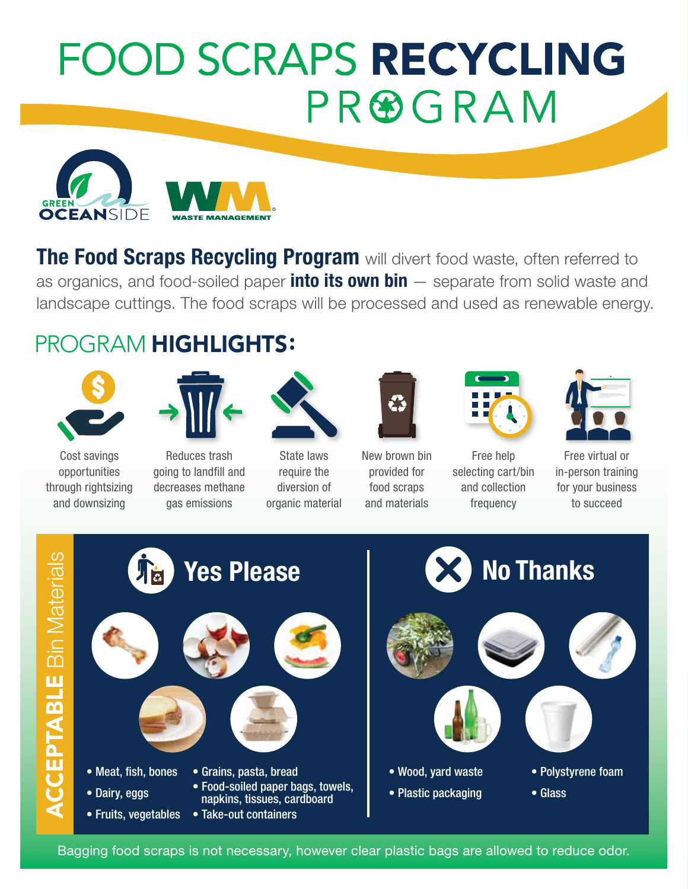# FOOD SCRAPS **RECYCLING** PROGRAM

GREEN OCEANSIDE

WM WASTE MANAGEMENT

**The Food Scraps Recycling Program** will divert food waste, often referred to as organics, and food-soiled paper **into its own bin** — separate from solid waste and landscape cuttings. The food scraps will be processed and used as renewable energy.

## PROGRAM **HIGHLIGHTS:**

- Cost savings opportunities through rightsizing and downsizing
- Reduces trash going to landfill and decreases methane gas emissions
- State laws require the diversion of organic material
- New brown bin provided for food scraps and materials
- Free help selecting cart/bin and collection frequency
- Free virtual or in-person training for your business to succeed

## **ACCEPTABLE** Bin Materials

### Yes Please

- Meat, fish, bones
- Dairy, eggs
- Fruits, vegetables
- Grains, pasta, bread
- Food-soiled paper bags, towels, napkins, tissues, cardboard
- Take-out containers

### No Thanks

- Wood, yard waste
- Plastic packaging
- Polystyrene foam
- Glass

Bagging food scraps is not necessary, however clear plastic bags are allowed to reduce odor.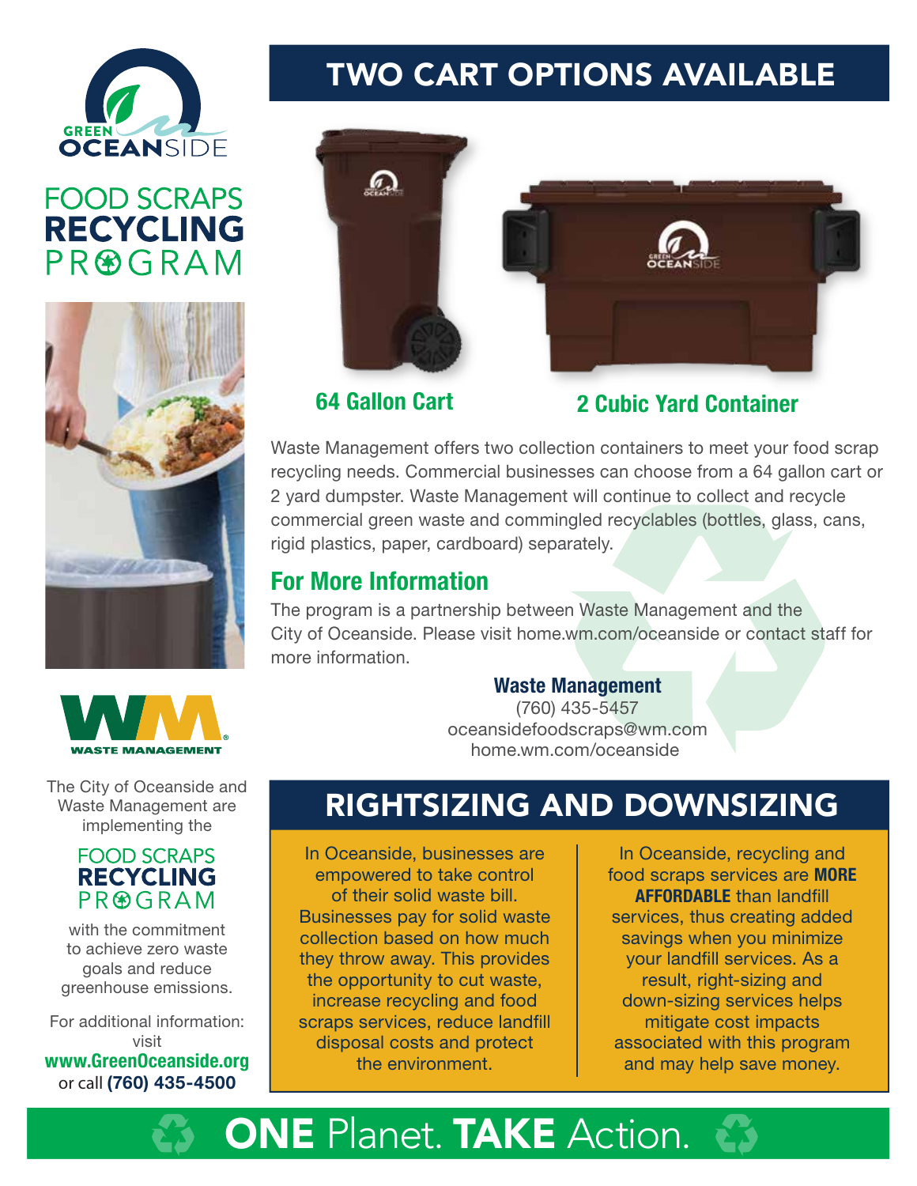GREEN OCEANSIDE

# FOOD SCRAPS RECYCLING PROGRAM

WASTE MANAGEMENT

The City of Oceanside and Waste Management are implementing the

**FOOD SCRAPS RECYCLING PROGRAM**

with the commitment to achieve zero waste goals and reduce greenhouse emissions.

For additional information: visit **www.GreenOceanside.org** or call **(760) 435-4500**

## TWO CART OPTIONS AVAILABLE

**64 Gallon Cart**

**2 Cubic Yard Container**

Waste Management offers two collection containers to meet your food scrap recycling needs. Commercial businesses can choose from a 64 gallon cart or 2 yard dumpster. Waste Management will continue to collect and recycle commercial green waste and commingled recyclables (bottles, glass, cans, rigid plastics, paper, cardboard) separately.

### For More Information

The program is a partnership between Waste Management and the City of Oceanside. Please visit home.wm.com/oceanside or contact staff for more information.

**Waste Management**
(760) 435-5457
oceansidefoodscraps@wm.com
home.wm.com/oceanside

## RIGHTSIZING AND DOWNSIZING

In Oceanside, businesses are empowered to take control of their solid waste bill. Businesses pay for solid waste collection based on how much they throw away. This provides the opportunity to cut waste, increase recycling and food scraps services, reduce landfill disposal costs and protect the environment.

In Oceanside, recycling and food scraps services are **MORE AFFORDABLE** than landfill services, thus creating added savings when you minimize your landfill services. As a result, right-sizing and down-sizing services helps mitigate cost impacts associated with this program and may help save money.

**ONE** Planet. **TAKE** Action.